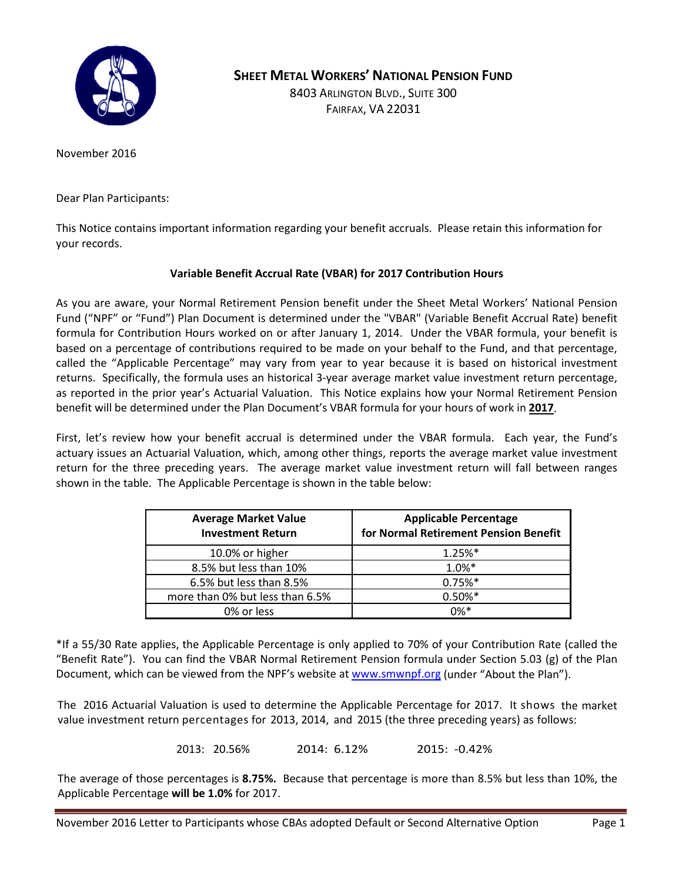# SHEET METAL WORKERS' NATIONAL PENSION FUND

8403 ARLINGTON BLVD., SUITE 300
FAIRFAX, VA 22031

November 2016

Dear Plan Participants:

This Notice contains important information regarding your benefit accruals. Please retain this information for your records.

**Variable Benefit Accrual Rate (VBAR) for 2017 Contribution Hours**

As you are aware, your Normal Retirement Pension benefit under the Sheet Metal Workers' National Pension Fund ("NPF" or "Fund") Plan Document is determined under the "VBAR" (Variable Benefit Accrual Rate) benefit formula for Contribution Hours worked on or after January 1, 2014. Under the VBAR formula, your benefit is based on a percentage of contributions required to be made on your behalf to the Fund, and that percentage, called the "Applicable Percentage" may vary from year to year because it is based on historical investment returns. Specifically, the formula uses an historical 3-year average market value investment return percentage, as reported in the prior year's Actuarial Valuation. This Notice explains how your Normal Retirement Pension benefit will be determined under the Plan Document's VBAR formula for your hours of work in **2017**.

First, let's review how your benefit accrual is determined under the VBAR formula. Each year, the Fund's actuary issues an Actuarial Valuation, which, among other things, reports the average market value investment return for the three preceding years. The average market value investment return will fall between ranges shown in the table. The Applicable Percentage is shown in the table below:

| Average Market Value Investment Return | Applicable Percentage for Normal Retirement Pension Benefit |
|---|---|
| 10.0% or higher | 1.25%* |
| 8.5% but less than 10% | 1.0%* |
| 6.5% but less than 8.5% | 0.75%* |
| more than 0% but less than 6.5% | 0.50%* |
| 0% or less | 0%* |

*If a 55/30 Rate applies, the Applicable Percentage is only applied to 70% of your Contribution Rate (called the "Benefit Rate"). You can find the VBAR Normal Retirement Pension formula under Section 5.03 (g) of the Plan Document, which can be viewed from the NPF's website at www.smwnpf.org (under "About the Plan").

The 2016 Actuarial Valuation is used to determine the Applicable Percentage for 2017. It shows the market value investment return percentages for 2013, 2014, and 2015 (the three preceding years) as follows:

2013: 20.56%  2014: 6.12%  2015: -0.42%

The average of those percentages is **8.75%.** Because that percentage is more than 8.5% but less than 10%, the Applicable Percentage **will be 1.0%** for 2017.

November 2016 Letter to Participants whose CBAs adopted Default or Second Alternative Option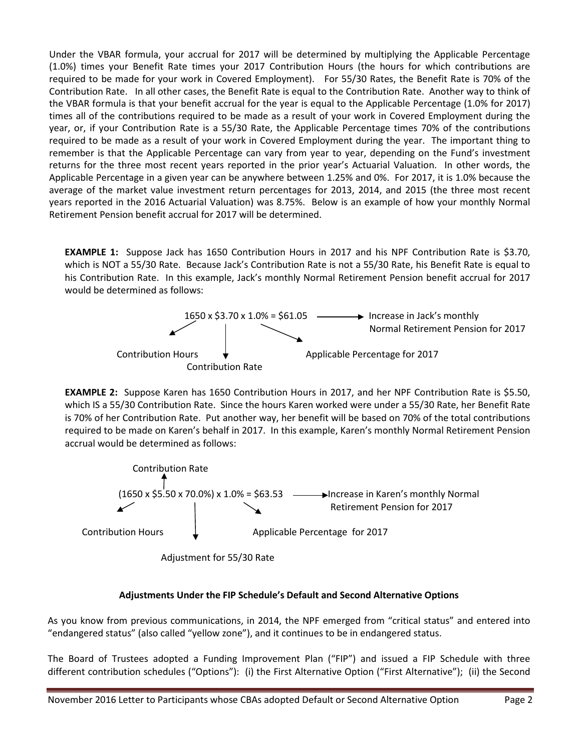Under the VBAR formula, your accrual for 2017 will be determined by multiplying the Applicable Percentage (1.0%) times your Benefit Rate times your 2017 Contribution Hours (the hours for which contributions are required to be made for your work in Covered Employment). For 55/30 Rates, the Benefit Rate is 70% of the Contribution Rate. In all other cases, the Benefit Rate is equal to the Contribution Rate. Another way to think of the VBAR formula is that your benefit accrual for the year is equal to the Applicable Percentage (1.0% for 2017) times all of the contributions required to be made as a result of your work in Covered Employment during the year, or, if your Contribution Rate is a 55/30 Rate, the Applicable Percentage times 70% of the contributions required to be made as a result of your work in Covered Employment during the year. The important thing to remember is that the Applicable Percentage can vary from year to year, depending on the Fund's investment returns for the three most recent years reported in the prior year's Actuarial Valuation. In other words, the Applicable Percentage in a given year can be anywhere between 1.25% and 0%. For 2017, it is 1.0% because the average of the market value investment return percentages for 2013, 2014, and 2015 (the three most recent years reported in the 2016 Actuarial Valuation) was 8.75%. Below is an example of how your monthly Normal Retirement Pension benefit accrual for 2017 will be determined.

**EXAMPLE 1:** Suppose Jack has 1650 Contribution Hours in 2017 and his NPF Contribution Rate is \$3.70, which is NOT a 55/30 Rate. Because Jack's Contribution Rate is not a 55/30 Rate, his Benefit Rate is equal to his Contribution Rate. In this example, Jack's monthly Normal Retirement Pension benefit accrual for 2017 would be determined as follows:

1650 x \$3.70 x 1.0% = \$61.05 → Increase in Jack's monthly Normal Retirement Pension for 2017

- 1650 = Contribution Hours
- \$3.70 = Contribution Rate
- 1.0% = Applicable Percentage for 2017

**EXAMPLE 2:** Suppose Karen has 1650 Contribution Hours in 2017, and her NPF Contribution Rate is \$5.50, which IS a 55/30 Contribution Rate. Since the hours Karen worked were under a 55/30 Rate, her Benefit Rate is 70% of her Contribution Rate. Put another way, her benefit will be based on 70% of the total contributions required to be made on Karen's behalf in 2017. In this example, Karen's monthly Normal Retirement Pension accrual would be determined as follows:

(1650 x \$5.50 x 70.0%) x 1.0% = \$63.53 → Increase in Karen's monthly Normal Retirement Pension for 2017

- 1650 = Contribution Hours
- \$5.50 = Contribution Rate
- 70.0% = Adjustment for 55/30 Rate
- 1.0% = Applicable Percentage for 2017

### Adjustments Under the FIP Schedule's Default and Second Alternative Options

As you know from previous communications, in 2014, the NPF emerged from "critical status" and entered into "endangered status" (also called "yellow zone"), and it continues to be in endangered status.

The Board of Trustees adopted a Funding Improvement Plan ("FIP") and issued a FIP Schedule with three different contribution schedules ("Options"): (i) the First Alternative Option ("First Alternative"); (ii) the Second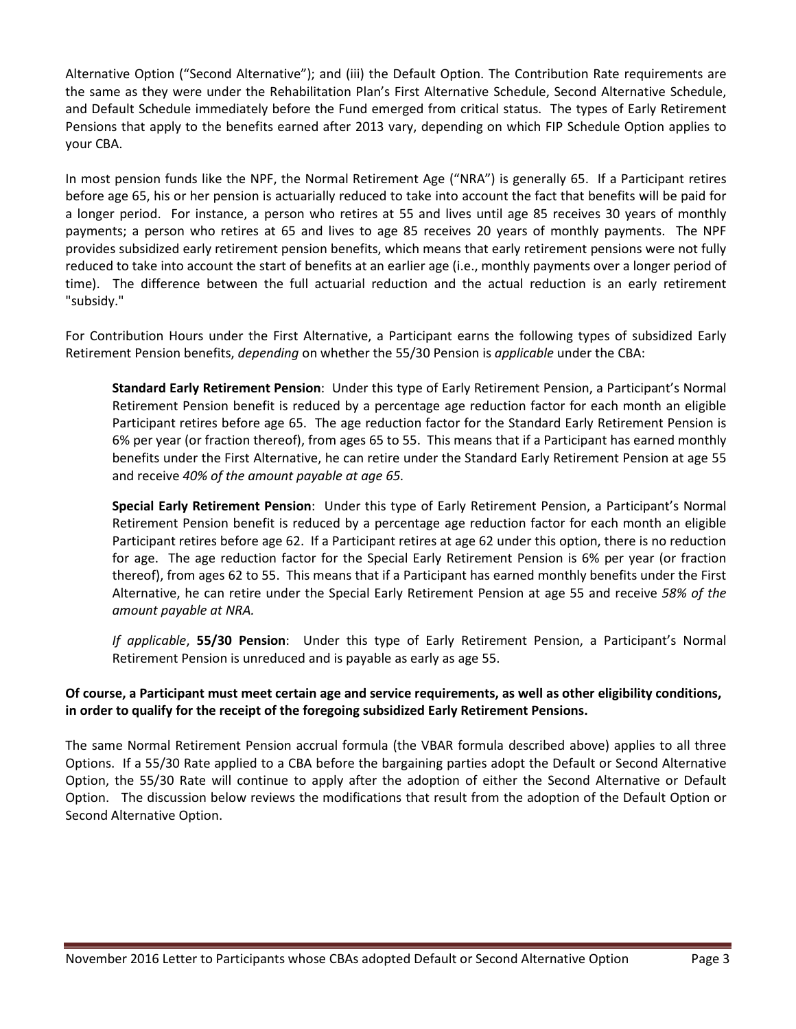Alternative Option ("Second Alternative"); and (iii) the Default Option. The Contribution Rate requirements are the same as they were under the Rehabilitation Plan's First Alternative Schedule, Second Alternative Schedule, and Default Schedule immediately before the Fund emerged from critical status. The types of Early Retirement Pensions that apply to the benefits earned after 2013 vary, depending on which FIP Schedule Option applies to your CBA.

In most pension funds like the NPF, the Normal Retirement Age ("NRA") is generally 65. If a Participant retires before age 65, his or her pension is actuarially reduced to take into account the fact that benefits will be paid for a longer period. For instance, a person who retires at 55 and lives until age 85 receives 30 years of monthly payments; a person who retires at 65 and lives to age 85 receives 20 years of monthly payments. The NPF provides subsidized early retirement pension benefits, which means that early retirement pensions were not fully reduced to take into account the start of benefits at an earlier age (i.e., monthly payments over a longer period of time). The difference between the full actuarial reduction and the actual reduction is an early retirement "subsidy."

For Contribution Hours under the First Alternative, a Participant earns the following types of subsidized Early Retirement Pension benefits, *depending* on whether the 55/30 Pension is *applicable* under the CBA:

> **Standard Early Retirement Pension**: Under this type of Early Retirement Pension, a Participant's Normal Retirement Pension benefit is reduced by a percentage age reduction factor for each month an eligible Participant retires before age 65. The age reduction factor for the Standard Early Retirement Pension is 6% per year (or fraction thereof), from ages 65 to 55. This means that if a Participant has earned monthly benefits under the First Alternative, he can retire under the Standard Early Retirement Pension at age 55 and receive *40% of the amount payable at age 65.*
>
> **Special Early Retirement Pension**: Under this type of Early Retirement Pension, a Participant's Normal Retirement Pension benefit is reduced by a percentage age reduction factor for each month an eligible Participant retires before age 62. If a Participant retires at age 62 under this option, there is no reduction for age. The age reduction factor for the Special Early Retirement Pension is 6% per year (or fraction thereof), from ages 62 to 55. This means that if a Participant has earned monthly benefits under the First Alternative, he can retire under the Special Early Retirement Pension at age 55 and receive *58% of the amount payable at NRA.*
>
> *If applicable*, **55/30 Pension**: Under this type of Early Retirement Pension, a Participant's Normal Retirement Pension is unreduced and is payable as early as age 55.

**Of course, a Participant must meet certain age and service requirements, as well as other eligibility conditions, in order to qualify for the receipt of the foregoing subsidized Early Retirement Pensions.**

The same Normal Retirement Pension accrual formula (the VBAR formula described above) applies to all three Options. If a 55/30 Rate applied to a CBA before the bargaining parties adopt the Default or Second Alternative Option, the 55/30 Rate will continue to apply after the adoption of either the Second Alternative or Default Option. The discussion below reviews the modifications that result from the adoption of the Default Option or Second Alternative Option.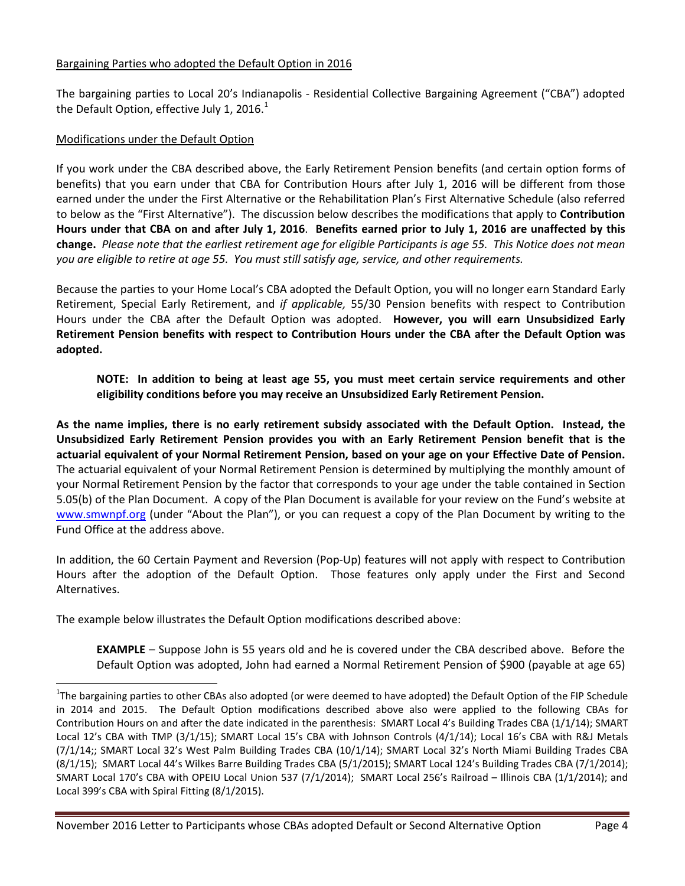Bargaining Parties who adopted the Default Option in 2016

The bargaining parties to Local 20's Indianapolis - Residential Collective Bargaining Agreement ("CBA") adopted the Default Option, effective July 1, 2016.[1]

Modifications under the Default Option

If you work under the CBA described above, the Early Retirement Pension benefits (and certain option forms of benefits) that you earn under that CBA for Contribution Hours after July 1, 2016 will be different from those earned under the under the First Alternative or the Rehabilitation Plan's First Alternative Schedule (also referred to below as the "First Alternative"). The discussion below describes the modifications that apply to **Contribution Hours under that CBA on and after July 1, 2016**. **Benefits earned prior to July 1, 2016 are unaffected by this change.** *Please note that the earliest retirement age for eligible Participants is age 55. This Notice does not mean you are eligible to retire at age 55. You must still satisfy age, service, and other requirements.*

Because the parties to your Home Local's CBA adopted the Default Option, you will no longer earn Standard Early Retirement, Special Early Retirement, and *if applicable,* 55/30 Pension benefits with respect to Contribution Hours under the CBA after the Default Option was adopted. **However, you will earn Unsubsidized Early Retirement Pension benefits with respect to Contribution Hours under the CBA after the Default Option was adopted.**

> **NOTE: In addition to being at least age 55, you must meet certain service requirements and other eligibility conditions before you may receive an Unsubsidized Early Retirement Pension.**

**As the name implies, there is no early retirement subsidy associated with the Default Option. Instead, the Unsubsidized Early Retirement Pension provides you with an Early Retirement Pension benefit that is the actuarial equivalent of your Normal Retirement Pension, based on your age on your Effective Date of Pension.** The actuarial equivalent of your Normal Retirement Pension is determined by multiplying the monthly amount of your Normal Retirement Pension by the factor that corresponds to your age under the table contained in Section 5.05(b) of the Plan Document. A copy of the Plan Document is available for your review on the Fund's website at www.smwnpf.org (under "About the Plan"), or you can request a copy of the Plan Document by writing to the Fund Office at the address above.

In addition, the 60 Certain Payment and Reversion (Pop-Up) features will not apply with respect to Contribution Hours after the adoption of the Default Option. Those features only apply under the First and Second Alternatives.

The example below illustrates the Default Option modifications described above:

> **EXAMPLE** – Suppose John is 55 years old and he is covered under the CBA described above. Before the Default Option was adopted, John had earned a Normal Retirement Pension of $900 (payable at age 65)

[1] The bargaining parties to other CBAs also adopted (or were deemed to have adopted) the Default Option of the FIP Schedule in 2014 and 2015. The Default Option modifications described above also were applied to the following CBAs for Contribution Hours on and after the date indicated in the parenthesis: SMART Local 4's Building Trades CBA (1/1/14); SMART Local 12's CBA with TMP (3/1/15); SMART Local 15's CBA with Johnson Controls (4/1/14); Local 16's CBA with R&J Metals (7/1/14;; SMART Local 32's West Palm Building Trades CBA (10/1/14); SMART Local 32's North Miami Building Trades CBA (8/1/15); SMART Local 44's Wilkes Barre Building Trades CBA (5/1/2015); SMART Local 124's Building Trades CBA (7/1/2014); SMART Local 170's CBA with OPEIU Local Union 537 (7/1/2014); SMART Local 256's Railroad – Illinois CBA (1/1/2014); and Local 399's CBA with Spiral Fitting (8/1/2015).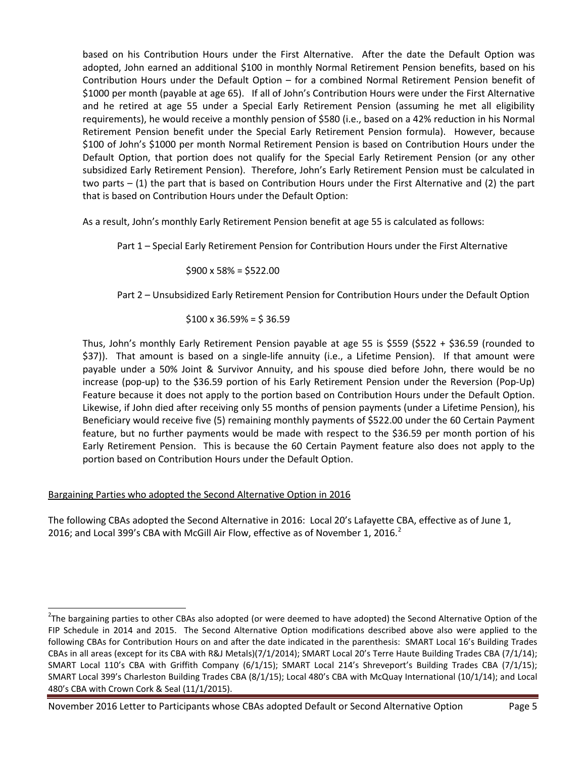based on his Contribution Hours under the First Alternative. After the date the Default Option was adopted, John earned an additional $100 in monthly Normal Retirement Pension benefits, based on his Contribution Hours under the Default Option – for a combined Normal Retirement Pension benefit of $1000 per month (payable at age 65). If all of John's Contribution Hours were under the First Alternative and he retired at age 55 under a Special Early Retirement Pension (assuming he met all eligibility requirements), he would receive a monthly pension of $580 (i.e., based on a 42% reduction in his Normal Retirement Pension benefit under the Special Early Retirement Pension formula). However, because $100 of John's $1000 per month Normal Retirement Pension is based on Contribution Hours under the Default Option, that portion does not qualify for the Special Early Retirement Pension (or any other subsidized Early Retirement Pension). Therefore, John's Early Retirement Pension must be calculated in two parts – (1) the part that is based on Contribution Hours under the First Alternative and (2) the part that is based on Contribution Hours under the Default Option:

As a result, John's monthly Early Retirement Pension benefit at age 55 is calculated as follows:

Part 1 – Special Early Retirement Pension for Contribution Hours under the First Alternative

$900 x 58% = $522.00

Part 2 – Unsubsidized Early Retirement Pension for Contribution Hours under the Default Option

$100 x 36.59% = $ 36.59

Thus, John's monthly Early Retirement Pension payable at age 55 is $559 ($522 + $36.59 (rounded to $37)). That amount is based on a single-life annuity (i.e., a Lifetime Pension). If that amount were payable under a 50% Joint & Survivor Annuity, and his spouse died before John, there would be no increase (pop-up) to the $36.59 portion of his Early Retirement Pension under the Reversion (Pop-Up) Feature because it does not apply to the portion based on Contribution Hours under the Default Option. Likewise, if John died after receiving only 55 months of pension payments (under a Lifetime Pension), his Beneficiary would receive five (5) remaining monthly payments of $522.00 under the 60 Certain Payment feature, but no further payments would be made with respect to the $36.59 per month portion of his Early Retirement Pension. This is because the 60 Certain Payment feature also does not apply to the portion based on Contribution Hours under the Default Option.

<u>Bargaining Parties who adopted the Second Alternative Option in 2016</u>

The following CBAs adopted the Second Alternative in 2016: Local 20's Lafayette CBA, effective as of June 1, 2016; and Local 399's CBA with McGill Air Flow, effective as of November 1, 2016.[2]

---

[2]The bargaining parties to other CBAs also adopted (or were deemed to have adopted) the Second Alternative Option of the FIP Schedule in 2014 and 2015. The Second Alternative Option modifications described above also were applied to the following CBAs for Contribution Hours on and after the date indicated in the parenthesis: SMART Local 16's Building Trades CBAs in all areas (except for its CBA with R&J Metals)(7/1/2014); SMART Local 20's Terre Haute Building Trades CBA (7/1/14); SMART Local 110's CBA with Griffith Company (6/1/15); SMART Local 214's Shreveport's Building Trades CBA (7/1/15); SMART Local 399's Charleston Building Trades CBA (8/1/15); Local 480's CBA with McQuay International (10/1/14); and Local 480's CBA with Crown Cork & Seal (11/1/2015).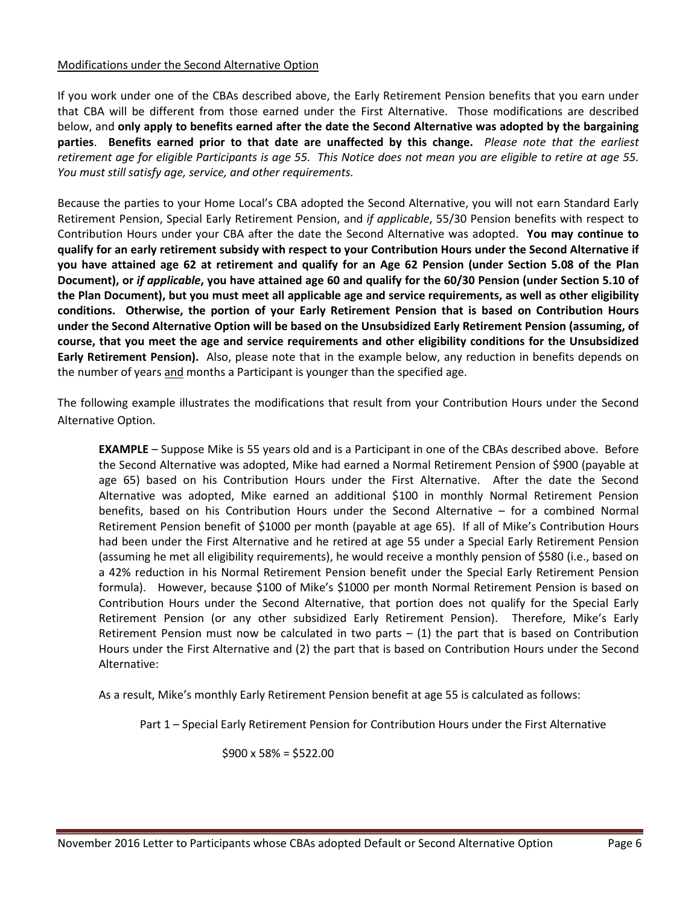Modifications under the Second Alternative Option

If you work under one of the CBAs described above, the Early Retirement Pension benefits that you earn under that CBA will be different from those earned under the First Alternative. Those modifications are described below, and **only apply to benefits earned after the date the Second Alternative was adopted by the bargaining parties**. **Benefits earned prior to that date are unaffected by this change.** *Please note that the earliest retirement age for eligible Participants is age 55. This Notice does not mean you are eligible to retire at age 55. You must still satisfy age, service, and other requirements.*

Because the parties to your Home Local's CBA adopted the Second Alternative, you will not earn Standard Early Retirement Pension, Special Early Retirement Pension, and *if applicable*, 55/30 Pension benefits with respect to Contribution Hours under your CBA after the date the Second Alternative was adopted. **You may continue to qualify for an early retirement subsidy with respect to your Contribution Hours under the Second Alternative if you have attained age 62 at retirement and qualify for an Age 62 Pension (under Section 5.08 of the Plan Document), or *if applicable*, you have attained age 60 and qualify for the 60/30 Pension (under Section 5.10 of the Plan Document), but you must meet all applicable age and service requirements, as well as other eligibility conditions. Otherwise, the portion of your Early Retirement Pension that is based on Contribution Hours under the Second Alternative Option will be based on the Unsubsidized Early Retirement Pension (assuming, of course, that you meet the age and service requirements and other eligibility conditions for the Unsubsidized Early Retirement Pension).** Also, please note that in the example below, any reduction in benefits depends on the number of years and months a Participant is younger than the specified age.

The following example illustrates the modifications that result from your Contribution Hours under the Second Alternative Option.

> **EXAMPLE** – Suppose Mike is 55 years old and is a Participant in one of the CBAs described above. Before the Second Alternative was adopted, Mike had earned a Normal Retirement Pension of $900 (payable at age 65) based on his Contribution Hours under the First Alternative. After the date the Second Alternative was adopted, Mike earned an additional $100 in monthly Normal Retirement Pension benefits, based on his Contribution Hours under the Second Alternative – for a combined Normal Retirement Pension benefit of $1000 per month (payable at age 65). If all of Mike's Contribution Hours had been under the First Alternative and he retired at age 55 under a Special Early Retirement Pension (assuming he met all eligibility requirements), he would receive a monthly pension of $580 (i.e., based on a 42% reduction in his Normal Retirement Pension benefit under the Special Early Retirement Pension formula). However, because $100 of Mike's $1000 per month Normal Retirement Pension is based on Contribution Hours under the Second Alternative, that portion does not qualify for the Special Early Retirement Pension (or any other subsidized Early Retirement Pension). Therefore, Mike's Early Retirement Pension must now be calculated in two parts – (1) the part that is based on Contribution Hours under the First Alternative and (2) the part that is based on Contribution Hours under the Second Alternative:
>
> As a result, Mike's monthly Early Retirement Pension benefit at age 55 is calculated as follows:
>
> Part 1 – Special Early Retirement Pension for Contribution Hours under the First Alternative
>
> $900 x 58% = $522.00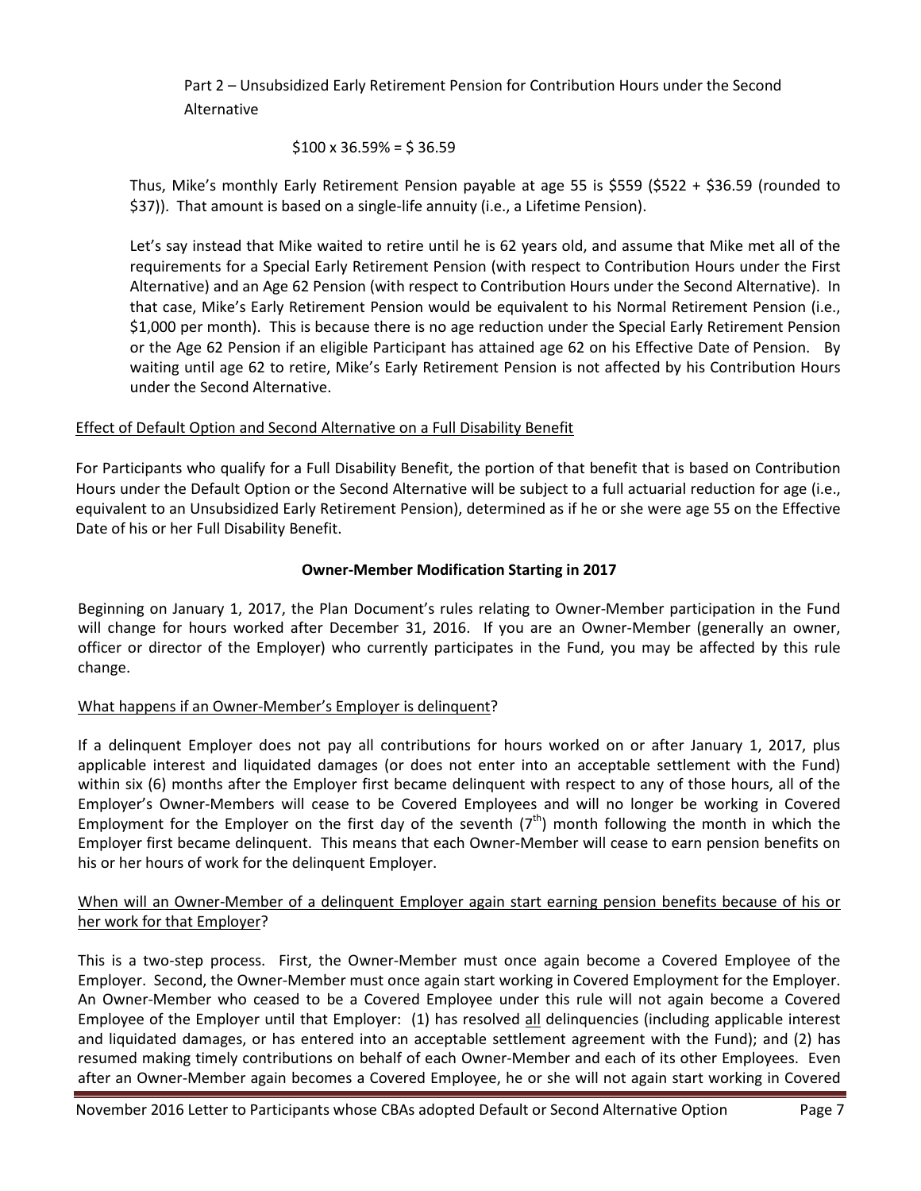Part 2 – Unsubsidized Early Retirement Pension for Contribution Hours under the Second Alternative

$100 x 36.59% = $ 36.59

Thus, Mike's monthly Early Retirement Pension payable at age 55 is $559 ($522 + $36.59 (rounded to $37)). That amount is based on a single-life annuity (i.e., a Lifetime Pension).

Let's say instead that Mike waited to retire until he is 62 years old, and assume that Mike met all of the requirements for a Special Early Retirement Pension (with respect to Contribution Hours under the First Alternative) and an Age 62 Pension (with respect to Contribution Hours under the Second Alternative). In that case, Mike's Early Retirement Pension would be equivalent to his Normal Retirement Pension (i.e., $1,000 per month). This is because there is no age reduction under the Special Early Retirement Pension or the Age 62 Pension if an eligible Participant has attained age 62 on his Effective Date of Pension. By waiting until age 62 to retire, Mike's Early Retirement Pension is not affected by his Contribution Hours under the Second Alternative.

Effect of Default Option and Second Alternative on a Full Disability Benefit

For Participants who qualify for a Full Disability Benefit, the portion of that benefit that is based on Contribution Hours under the Default Option or the Second Alternative will be subject to a full actuarial reduction for age (i.e., equivalent to an Unsubsidized Early Retirement Pension), determined as if he or she were age 55 on the Effective Date of his or her Full Disability Benefit.

## Owner-Member Modification Starting in 2017

Beginning on January 1, 2017, the Plan Document's rules relating to Owner-Member participation in the Fund will change for hours worked after December 31, 2016. If you are an Owner-Member (generally an owner, officer or director of the Employer) who currently participates in the Fund, you may be affected by this rule change.

What happens if an Owner-Member's Employer is delinquent?

If a delinquent Employer does not pay all contributions for hours worked on or after January 1, 2017, plus applicable interest and liquidated damages (or does not enter into an acceptable settlement with the Fund) within six (6) months after the Employer first became delinquent with respect to any of those hours, all of the Employer's Owner-Members will cease to be Covered Employees and will no longer be working in Covered Employment for the Employer on the first day of the seventh (7th) month following the month in which the Employer first became delinquent. This means that each Owner-Member will cease to earn pension benefits on his or her hours of work for the delinquent Employer.

When will an Owner-Member of a delinquent Employer again start earning pension benefits because of his or her work for that Employer?

This is a two-step process. First, the Owner-Member must once again become a Covered Employee of the Employer. Second, the Owner-Member must once again start working in Covered Employment for the Employer. An Owner-Member who ceased to be a Covered Employee under this rule will not again become a Covered Employee of the Employer until that Employer: (1) has resolved all delinquencies (including applicable interest and liquidated damages, or has entered into an acceptable settlement agreement with the Fund); and (2) has resumed making timely contributions on behalf of each Owner-Member and each of its other Employees. Even after an Owner-Member again becomes a Covered Employee, he or she will not again start working in Covered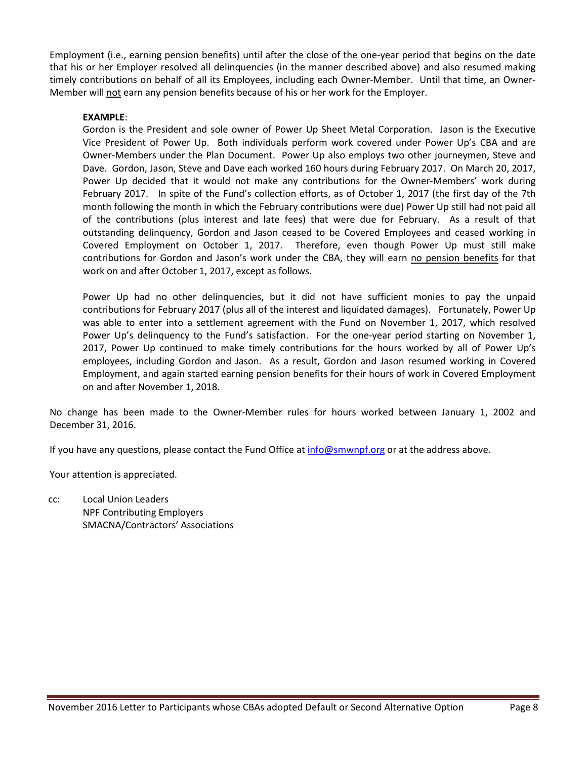Employment (i.e., earning pension benefits) until after the close of the one-year period that begins on the date that his or her Employer resolved all delinquencies (in the manner described above) and also resumed making timely contributions on behalf of all its Employees, including each Owner-Member. Until that time, an Owner-Member will not earn any pension benefits because of his or her work for the Employer.

> **EXAMPLE**:
>
> Gordon is the President and sole owner of Power Up Sheet Metal Corporation. Jason is the Executive Vice President of Power Up. Both individuals perform work covered under Power Up's CBA and are Owner-Members under the Plan Document. Power Up also employs two other journeymen, Steve and Dave. Gordon, Jason, Steve and Dave each worked 160 hours during February 2017. On March 20, 2017, Power Up decided that it would not make any contributions for the Owner-Members' work during February 2017. In spite of the Fund's collection efforts, as of October 1, 2017 (the first day of the 7th month following the month in which the February contributions were due) Power Up still had not paid all of the contributions (plus interest and late fees) that were due for February. As a result of that outstanding delinquency, Gordon and Jason ceased to be Covered Employees and ceased working in Covered Employment on October 1, 2017. Therefore, even though Power Up must still make contributions for Gordon and Jason's work under the CBA, they will earn no pension benefits for that work on and after October 1, 2017, except as follows.
>
> Power Up had no other delinquencies, but it did not have sufficient monies to pay the unpaid contributions for February 2017 (plus all of the interest and liquidated damages). Fortunately, Power Up was able to enter into a settlement agreement with the Fund on November 1, 2017, which resolved Power Up's delinquency to the Fund's satisfaction. For the one-year period starting on November 1, 2017, Power Up continued to make timely contributions for the hours worked by all of Power Up's employees, including Gordon and Jason. As a result, Gordon and Jason resumed working in Covered Employment, and again started earning pension benefits for their hours of work in Covered Employment on and after November 1, 2018.

No change has been made to the Owner-Member rules for hours worked between January 1, 2002 and December 31, 2016.

If you have any questions, please contact the Fund Office at info@smwnpf.org or at the address above.

Your attention is appreciated.

cc: Local Union Leaders
NPF Contributing Employers
SMACNA/Contractors' Associations